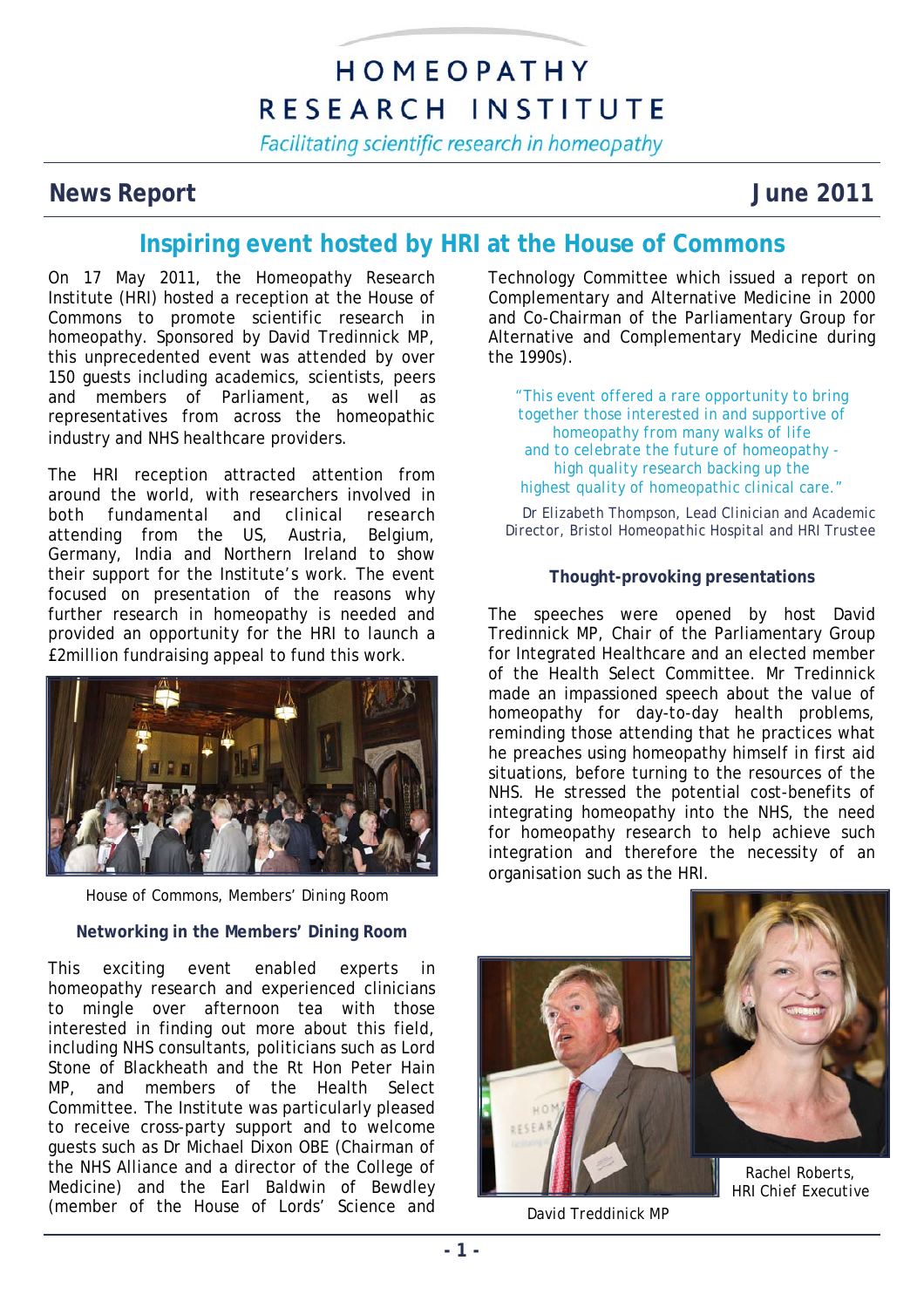# HOMEOPATHY RESEARCH INSTITUTE

*Facilitating scientific research in homeopathy*

**News Report** **June 2011**

## Inspiring event hosted by HRI at the House of Commons

On 17 May 2011, the Homeopathy Research Institute (HRI) hosted a reception at the House of Commons to promote scientific research in homeopathy. Sponsored by David Tredinnick MP, this unprecedented event was attended by over 150 guests including academics, scientists, peers and members of Parliament, as well as representatives from across the homeopathic industry and NHS healthcare providers.

The HRI reception attracted attention from around the world, with researchers involved in both fundamental and clinical research attending from the US, Austria, Belgium, Germany, India and Northern Ireland to show their support for the Institute's work. The event focused on presentation of the reasons why further research in homeopathy is needed and provided an opportunity for the HRI to launch a £2million fundraising appeal to fund this work.

House of Commons, Members' Dining Room

### Networking in the Members' Dining Room

This exciting event enabled experts in homeopathy research and experienced clinicians to mingle over afternoon tea with those interested in finding out more about this field, including NHS consultants, politicians such as Lord Stone of Blackheath and the Rt Hon Peter Hain MP, and members of the Health Select Committee. The Institute was particularly pleased to receive cross-party support and to welcome guests such as Dr Michael Dixon OBE (Chairman of the NHS Alliance and a director of the College of Medicine) and the Earl Baldwin of Bewdley (member of the House of Lords' Science and Technology Committee which issued a report on Complementary and Alternative Medicine in 2000 and Co-Chairman of the Parliamentary Group for Alternative and Complementary Medicine during the 1990s).

> "This event offered a rare opportunity to bring together those interested in and supportive of homeopathy from many walks of life and to celebrate the future of homeopathy - high quality research backing up the highest quality of homeopathic clinical care."
>
> Dr Elizabeth Thompson, Lead Clinician and Academic Director, Bristol Homeopathic Hospital and HRI Trustee

### Thought-provoking presentations

The speeches were opened by host David Tredinnick MP, Chair of the Parliamentary Group for Integrated Healthcare and an elected member of the Health Select Committee. Mr Tredinnick made an impassioned speech about the value of homeopathy for day-to-day health problems, reminding those attending that he practices what he preaches using homeopathy himself in first aid situations, before turning to the resources of the NHS. He stressed the potential cost-benefits of integrating homeopathy into the NHS, the need for homeopathy research to help achieve such integration and therefore the necessity of an organisation such as the HRI.

David Treddinick MP

Rachel Roberts, HRI Chief Executive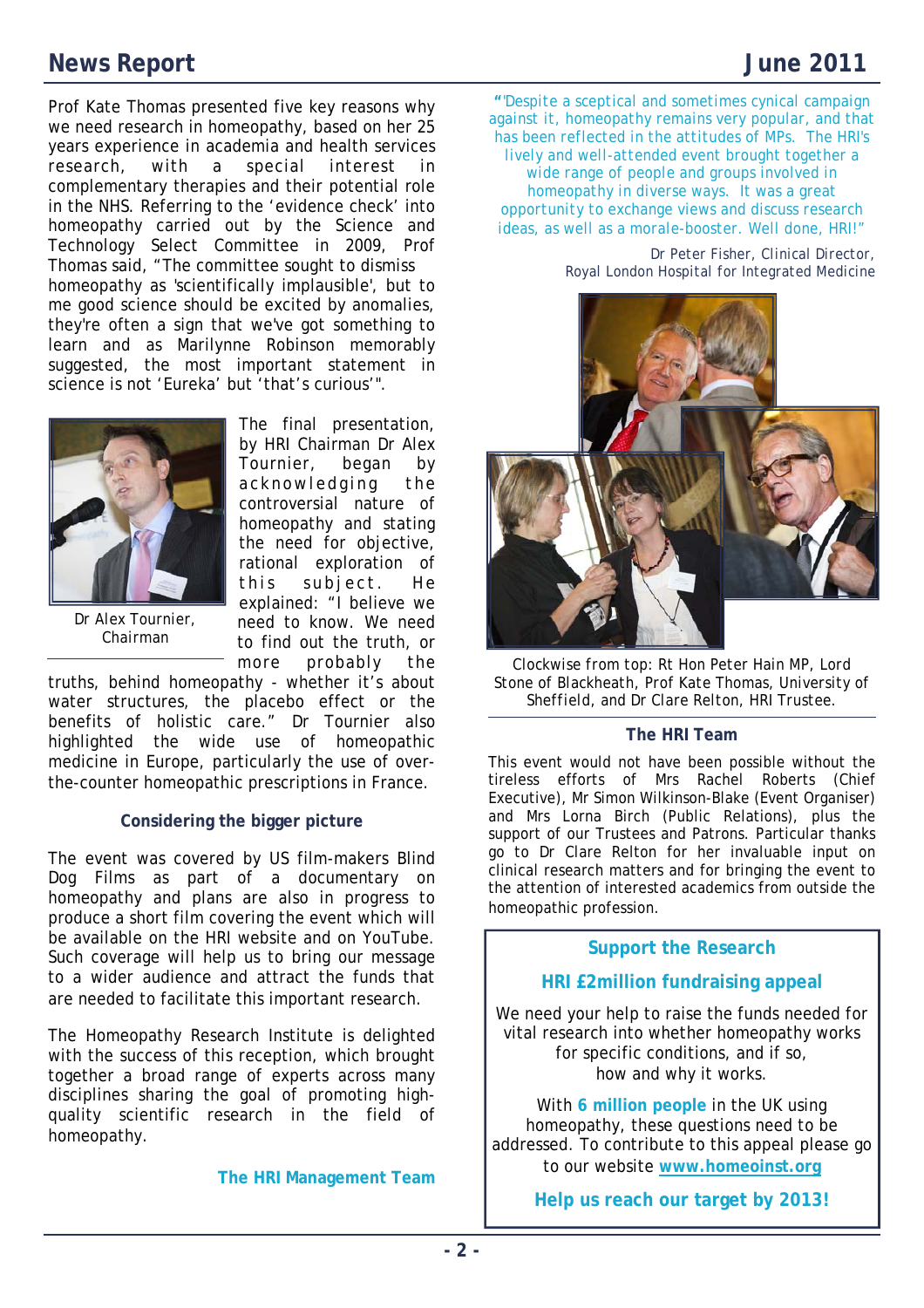Prof Kate Thomas presented five key reasons why we need research in homeopathy, based on her 25 years experience in academia and health services research, with a special interest in complementary therapies and their potential role in the NHS. Referring to the 'evidence check' into homeopathy carried out by the Science and Technology Select Committee in 2009, Prof Thomas said, "The committee sought to dismiss homeopathy as 'scientifically implausible', but to me good science should be excited by anomalies, they're often a sign that we've got something to learn and as Marilynne Robinson memorably suggested, the most important statement in science is not 'Eureka' but 'that's curious'".

Dr Alex Tournier, Chairman

The final presentation, by HRI Chairman Dr Alex Tournier, began by acknowledging the controversial nature of homeopathy and stating the need for objective, rational exploration of this subject. He explained: "I believe we need to know. We need to find out the truth, or more probably the truths, behind homeopathy - whether it's about water structures, the placebo effect or the benefits of holistic care." Dr Tournier also highlighted the wide use of homeopathic medicine in Europe, particularly the use of over-the-counter homeopathic prescriptions in France.

### Considering the bigger picture

The event was covered by US film-makers Blind Dog Films as part of a documentary on homeopathy and plans are also in progress to produce a short film covering the event which will be available on the HRI website and on YouTube. Such coverage will help us to bring our message to a wider audience and attract the funds that are needed to facilitate this important research.

The Homeopathy Research Institute is delighted with the success of this reception, which brought together a broad range of experts across many disciplines sharing the goal of promoting high-quality scientific research in the field of homeopathy.

**The HRI Management Team**

"Despite a sceptical and sometimes cynical campaign against it, homeopathy remains very popular, and that has been reflected in the attitudes of MPs. The HRI's lively and well-attended event brought together a wide range of people and groups involved in homeopathy in diverse ways. It was a great opportunity to exchange views and discuss research ideas, as well as a morale-booster. Well done, HRI!"

Dr Peter Fisher, Clinical Director, Royal London Hospital for Integrated Medicine

Clockwise from top: Rt Hon Peter Hain MP, Lord Stone of Blackheath, Prof Kate Thomas, University of Sheffield, and Dr Clare Relton, HRI Trustee.

### The HRI Team

This event would not have been possible without the tireless efforts of Mrs Rachel Roberts (Chief Executive), Mr Simon Wilkinson-Blake (Event Organiser) and Mrs Lorna Birch (Public Relations), plus the support of our Trustees and Patrons. Particular thanks go to Dr Clare Relton for her invaluable input on clinical research matters and for bringing the event to the attention of interested academics from outside the homeopathic profession.

### Support the Research

### HRI £2million fundraising appeal

We need your help to raise the funds needed for vital research into whether homeopathy works for specific conditions, and if so, how and why it works.

With **6 million people** in the UK using homeopathy, these questions need to be addressed. To contribute to this appeal please go to our website **www.homeoinst.org**

**Help us reach our target by 2013!**